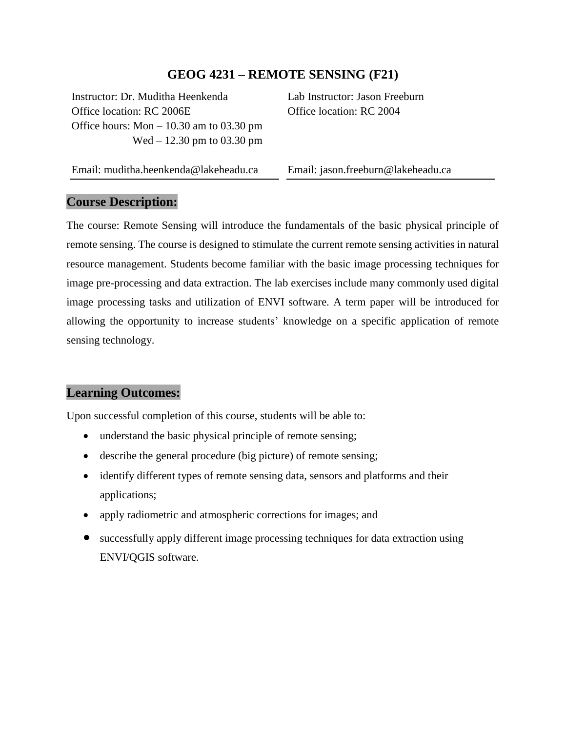# GEOG 4231 – REMOTE SENSING (F21)

Instructor: Dr. Muditha Heenkenda
Office location: RC 2006E
Office hours: Mon – 10.30 am to 03.30 pm
Wed – 12.30 pm to 03.30 pm

Email: muditha.heenkenda@lakeheadu.ca

Lab Instructor: Jason Freeburn
Office location: RC 2004

Email: jason.freeburn@lakeheadu.ca

## Course Description:

The course: Remote Sensing will introduce the fundamentals of the basic physical principle of remote sensing. The course is designed to stimulate the current remote sensing activities in natural resource management. Students become familiar with the basic image processing techniques for image pre-processing and data extraction. The lab exercises include many commonly used digital image processing tasks and utilization of ENVI software. A term paper will be introduced for allowing the opportunity to increase students' knowledge on a specific application of remote sensing technology.

## Learning Outcomes:

Upon successful completion of this course, students will be able to:

- understand the basic physical principle of remote sensing;
- describe the general procedure (big picture) of remote sensing;
- identify different types of remote sensing data, sensors and platforms and their applications;
- apply radiometric and atmospheric corrections for images; and
- successfully apply different image processing techniques for data extraction using ENVI/QGIS software.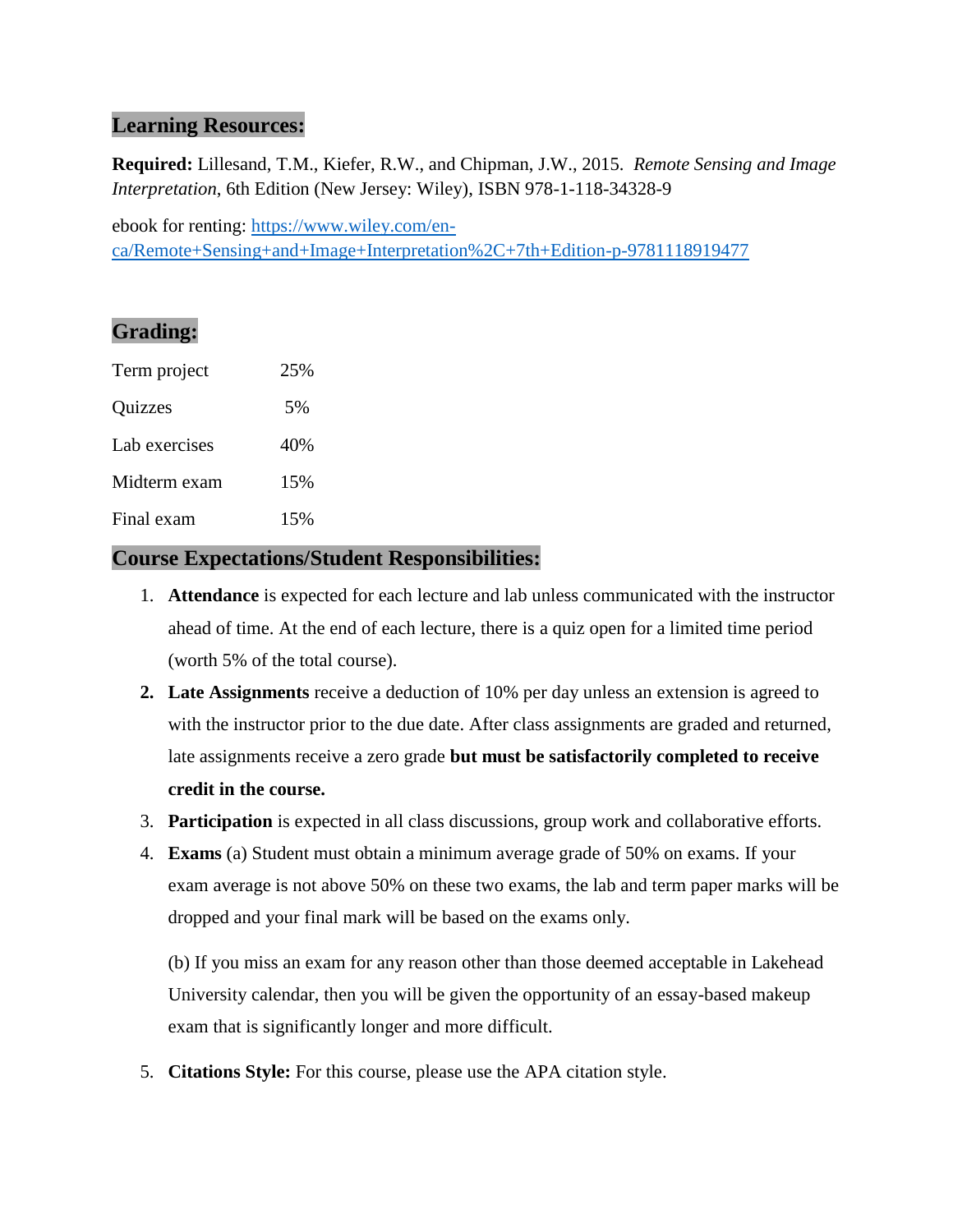## Learning Resources:

**Required:** Lillesand, T.M., Kiefer, R.W., and Chipman, J.W., 2015. *Remote Sensing and Image Interpretation*, 6th Edition (New Jersey: Wiley), ISBN 978-1-118-34328-9

ebook for renting: [https://www.wiley.com/en-ca/Remote+Sensing+and+Image+Interpretation%2C+7th+Edition-p-9781118919477](https://www.wiley.com/en-ca/Remote+Sensing+and+Image+Interpretation%2C+7th+Edition-p-9781118919477)

## Grading:

| | |
|---|---|
| Term project | 25% |
| Quizzes | 5% |
| Lab exercises | 40% |
| Midterm exam | 15% |
| Final exam | 15% |

## Course Expectations/Student Responsibilities:

1. **Attendance** is expected for each lecture and lab unless communicated with the instructor ahead of time. At the end of each lecture, there is a quiz open for a limited time period (worth 5% of the total course).
2. **Late Assignments** receive a deduction of 10% per day unless an extension is agreed to with the instructor prior to the due date. After class assignments are graded and returned, late assignments receive a zero grade **but must be satisfactorily completed to receive credit in the course.**
3. **Participation** is expected in all class discussions, group work and collaborative efforts.
4. **Exams** (a) Student must obtain a minimum average grade of 50% on exams. If your exam average is not above 50% on these two exams, the lab and term paper marks will be dropped and your final mark will be based on the exams only.

   (b) If you miss an exam for any reason other than those deemed acceptable in Lakehead University calendar, then you will be given the opportunity of an essay-based makeup exam that is significantly longer and more difficult.

5. **Citations Style:** For this course, please use the APA citation style.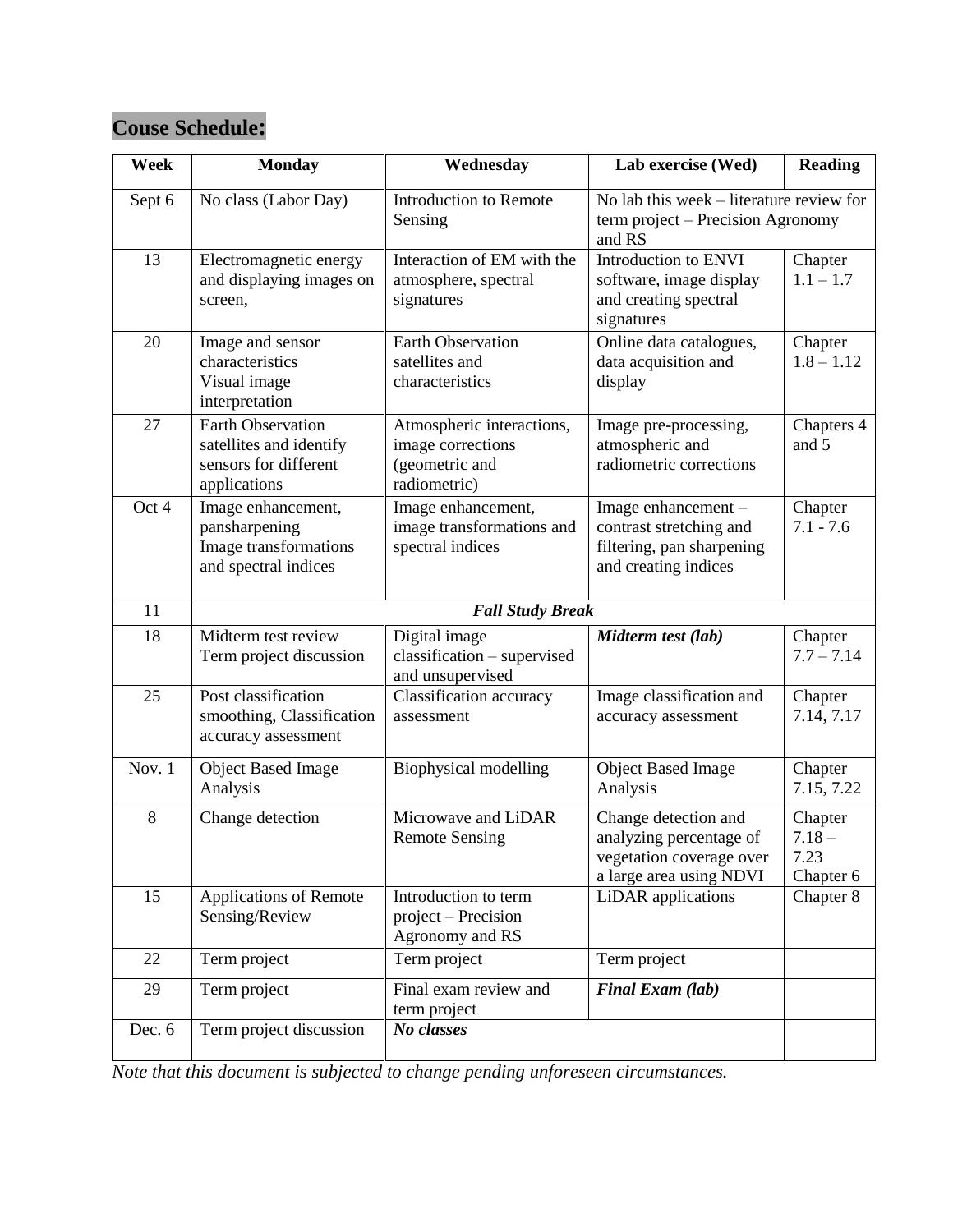## Couse Schedule:

| Week | Monday | Wednesday | Lab exercise (Wed) | Reading |
|---|---|---|---|---|
| Sept 6 | No class (Labor Day) | Introduction to Remote Sensing | No lab this week – literature review for term project – Precision Agronomy and RS | |
| 13 | Electromagnetic energy and displaying images on screen, | Interaction of EM with the atmosphere, spectral signatures | Introduction to ENVI software, image display and creating spectral signatures | Chapter 1.1 – 1.7 |
| 20 | Image and sensor characteristics<br>Visual image interpretation | Earth Observation satellites and characteristics | Online data catalogues, data acquisition and display | Chapter 1.8 – 1.12 |
| 27 | Earth Observation satellites and identify sensors for different applications | Atmospheric interactions, image corrections (geometric and radiometric) | Image pre-processing, atmospheric and radiometric corrections | Chapters 4 and 5 |
| Oct 4 | Image enhancement, pansharpening<br>Image transformations and spectral indices | Image enhancement, image transformations and spectral indices | Image enhancement – contrast stretching and filtering, pan sharpening and creating indices | Chapter 7.1 - 7.6 |
| 11 | ***Fall Study Break*** | | | |
| 18 | Midterm test review<br>Term project discussion | Digital image classification – supervised and unsupervised | ***Midterm test (lab)*** | Chapter 7.7 – 7.14 |
| 25 | Post classification smoothing, Classification accuracy assessment | Classification accuracy assessment | Image classification and accuracy assessment | Chapter 7.14, 7.17 |
| Nov. 1 | Object Based Image Analysis | Biophysical modelling | Object Based Image Analysis | Chapter 7.15, 7.22 |
| 8 | Change detection | Microwave and LiDAR Remote Sensing | Change detection and analyzing percentage of vegetation coverage over a large area using NDVI | Chapter 7.18 – 7.23<br>Chapter 6 |
| 15 | Applications of Remote Sensing/Review | Introduction to term project – Precision Agronomy and RS | LiDAR applications | Chapter 8 |
| 22 | Term project | Term project | Term project | |
| 29 | Term project | Final exam review and term project | ***Final Exam (lab)*** | |
| Dec. 6 | Term project discussion | ***No classes*** | | |

*Note that this document is subjected to change pending unforeseen circumstances.*